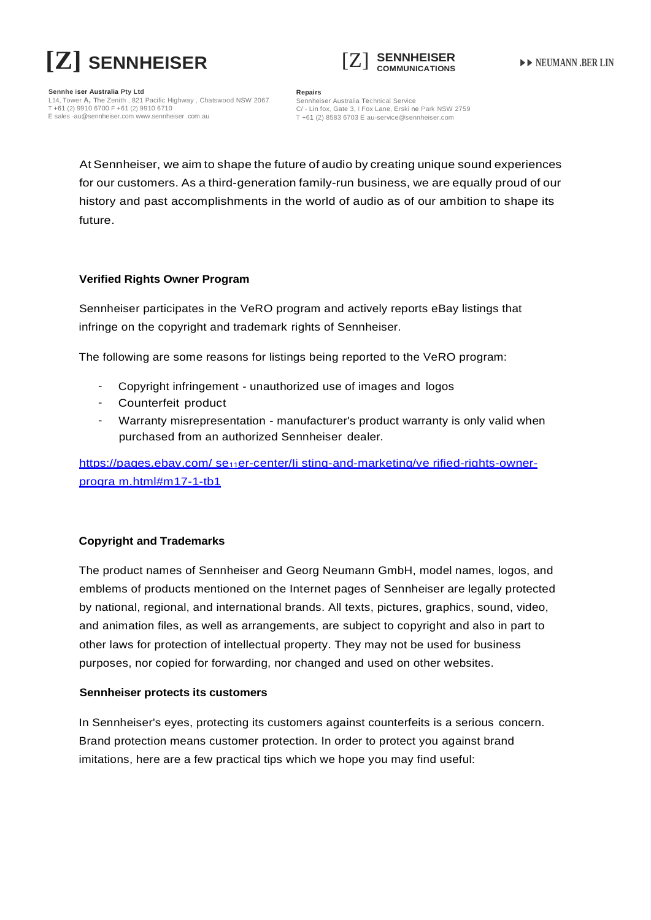# [Z] SENNHEISER

[Z] SENNHEISER COMMUNICATIONS

▶▶ NEUMANN .BER LIN

**Sennhe iser Australia Pty Ltd**
L14, Tower A, The Zenith , 821 Pacific Highway , Chatswood NSW 2067
T +61 (2) 9910 6700 F +61 (2) 9910 6710
E sales -au@sennheiser.com www.sennheiser .com.au

**Repairs**
Sennheiser Australia Technical Service
C/ - Lin fox, Gate 3, I Fox Lane, Erski ne Park NSW 2759
T +61 (2) 8583 6703 E au-service@sennheiser.com

At Sennheiser, we aim to shape the future of audio by creating unique sound experiences for our customers. As a third-generation family-run business, we are equally proud of our history and past accomplishments in the world of audio as of our ambition to shape its future.

**Verified Rights Owner Program**

Sennheiser participates in the VeRO program and actively reports eBay listings that infringe on the copyright and trademark rights of Sennheiser.

The following are some reasons for listings being reported to the VeRO program:

- Copyright infringement - unauthorized use of images and logos
- Counterfeit product
- Warranty misrepresentation - manufacturer's product warranty is only valid when purchased from an authorized Sennheiser dealer.

https://pages.ebay.com/ se11er-center/li sting-and-marketing/ve rified-rights-owner-progra m.html#m17-1-tb1

**Copyright and Trademarks**

The product names of Sennheiser and Georg Neumann GmbH, model names, logos, and emblems of products mentioned on the Internet pages of Sennheiser are legally protected by national, regional, and international brands. All texts, pictures, graphics, sound, video, and animation files, as well as arrangements, are subject to copyright and also in part to other laws for protection of intellectual property. They may not be used for business purposes, nor copied for forwarding, nor changed and used on other websites.

**Sennheiser protects its customers**

In Sennheiser's eyes, protecting its customers against counterfeits is a serious concern. Brand protection means customer protection. In order to protect you against brand imitations, here are a few practical tips which we hope you may find useful: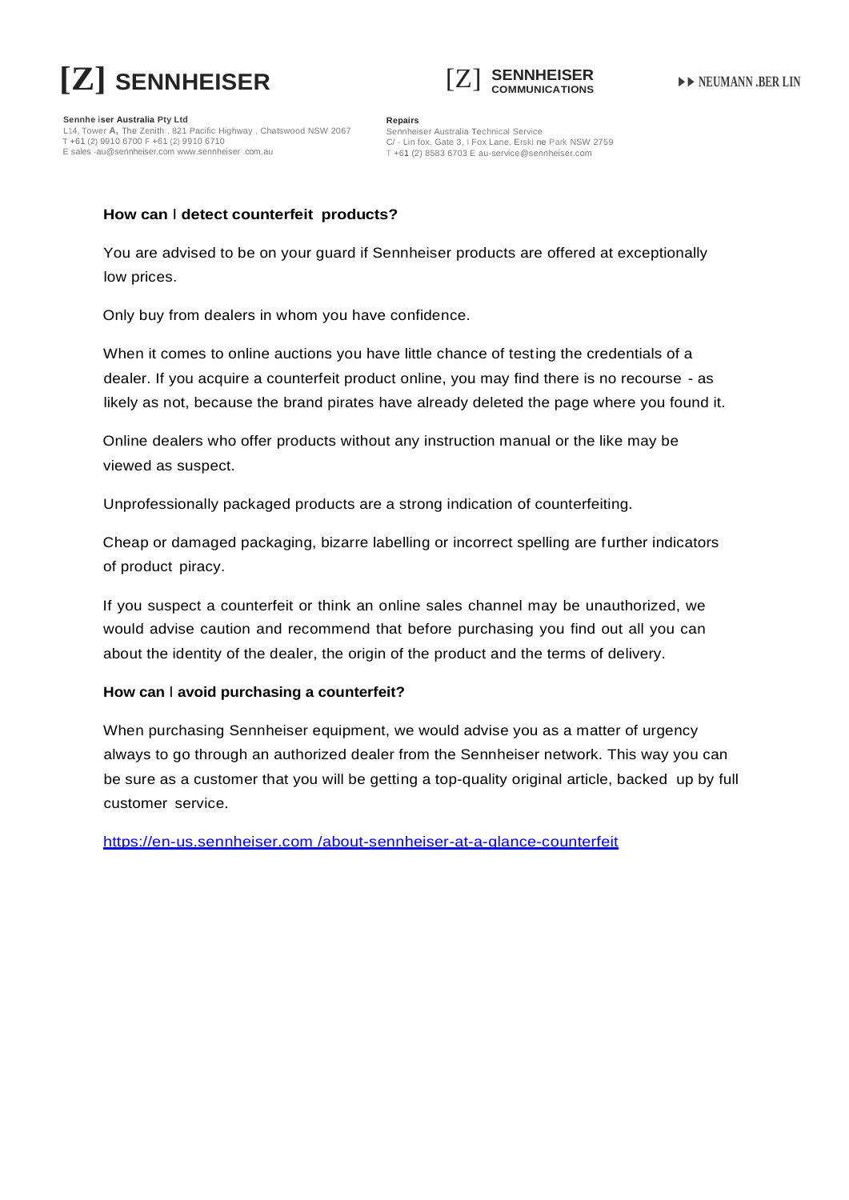**[Z] SENNHEISER** [Z] **SENNHEISER COMMUNICATIONS** ▸▸ NEUMANN .BER LIN

**Sennhe iser Australia Pty Ltd**
L14, Tower A, The Zenith , 821 Pacific Highway , Chatswood NSW 2067
T +61 (2) 9910 6700 F +61 (2) 9910 6710
E sales -au@sennheiser.com www.sennheiser .com.au

**Repairs**
Sennheiser Australia Technical Service
C/ - Lin fox, Gate 3, I Fox Lane, Erski ne Park NSW 2759
T +61 (2) 8583 6703 E au-service@sennheiser.com

**How can I detect counterfeit products?**

You are advised to be on your guard if Sennheiser products are offered at exceptionally low prices.

Only buy from dealers in whom you have confidence.

When it comes to online auctions you have little chance of testing the credentials of a dealer. If you acquire a counterfeit product online, you may find there is no recourse - as likely as not, because the brand pirates have already deleted the page where you found it.

Online dealers who offer products without any instruction manual or the like may be viewed as suspect.

Unprofessionally packaged products are a strong indication of counterfeiting.

Cheap or damaged packaging, bizarre labelling or incorrect spelling are further indicators of product piracy.

If you suspect a counterfeit or think an online sales channel may be unauthorized, we would advise caution and recommend that before purchasing you find out all you can about the identity of the dealer, the origin of the product and the terms of delivery.

**How can I avoid purchasing a counterfeit?**

When purchasing Sennheiser equipment, we would advise you as a matter of urgency always to go through an authorized dealer from the Sennheiser network. This way you can be sure as a customer that you will be getting a top-quality original article, backed up by full customer service.

https://en-us.sennheiser.com /about-sennheiser-at-a-glance-counterfeit